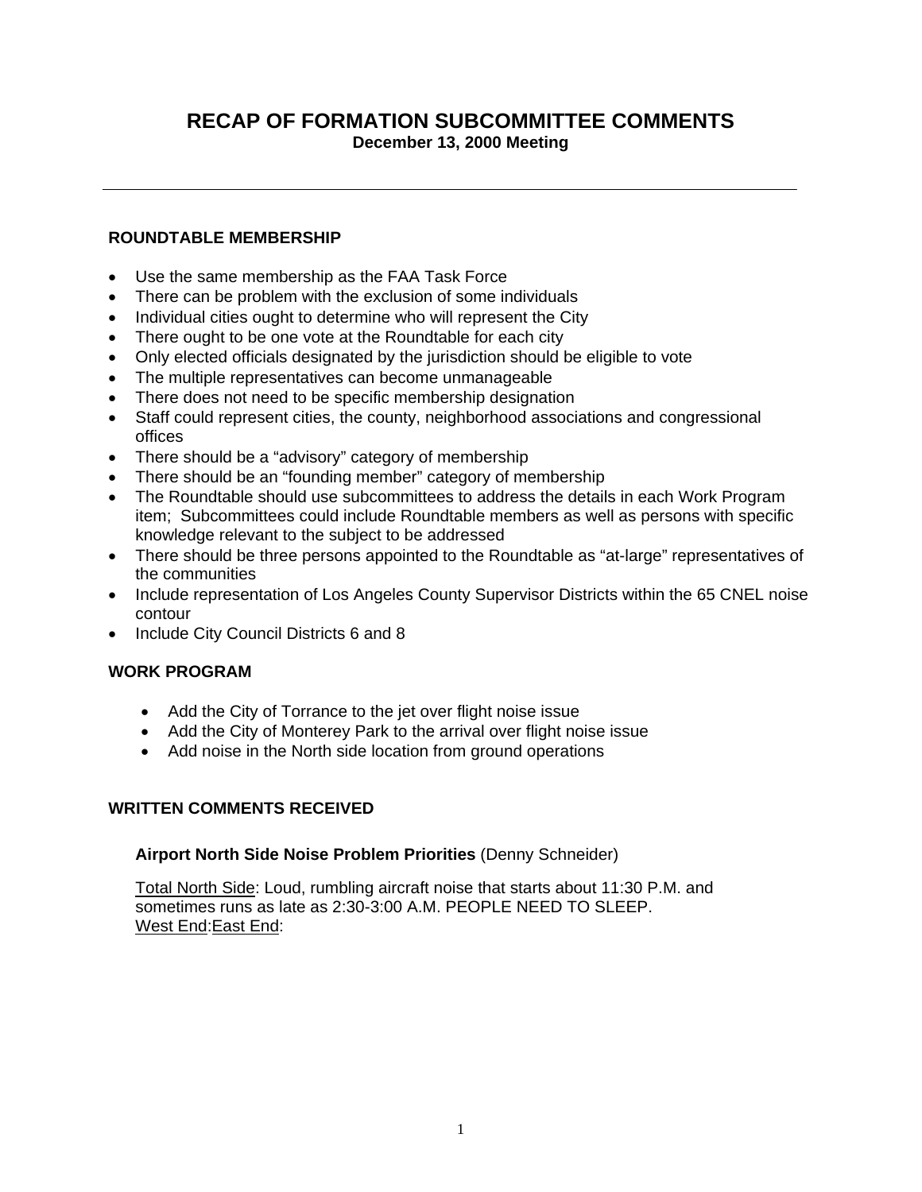# RECAP OF FORMATION SUBCOMMITTEE COMMENTS

**December 13, 2000 Meeting**

---

## ROUNDTABLE MEMBERSHIP

- Use the same membership as the FAA Task Force
- There can be problem with the exclusion of some individuals
- Individual cities ought to determine who will represent the City
- There ought to be one vote at the Roundtable for each city
- Only elected officials designated by the jurisdiction should be eligible to vote
- The multiple representatives can become unmanageable
- There does not need to be specific membership designation
- Staff could represent cities, the county, neighborhood associations and congressional offices
- There should be a "advisory" category of membership
- There should be an "founding member" category of membership
- The Roundtable should use subcommittees to address the details in each Work Program item; Subcommittees could include Roundtable members as well as persons with specific knowledge relevant to the subject to be addressed
- There should be three persons appointed to the Roundtable as "at-large" representatives of the communities
- Include representation of Los Angeles County Supervisor Districts within the 65 CNEL noise contour
- Include City Council Districts 6 and 8

## WORK PROGRAM

- Add the City of Torrance to the jet over flight noise issue
- Add the City of Monterey Park to the arrival over flight noise issue
- Add noise in the North side location from ground operations

## WRITTEN COMMENTS RECEIVED

**Airport North Side Noise Problem Priorities** (Denny Schneider)

Total North Side: Loud, rumbling aircraft noise that starts about 11:30 P.M. and sometimes runs as late as 2:30-3:00 A.M. PEOPLE NEED TO SLEEP.
West End:East End: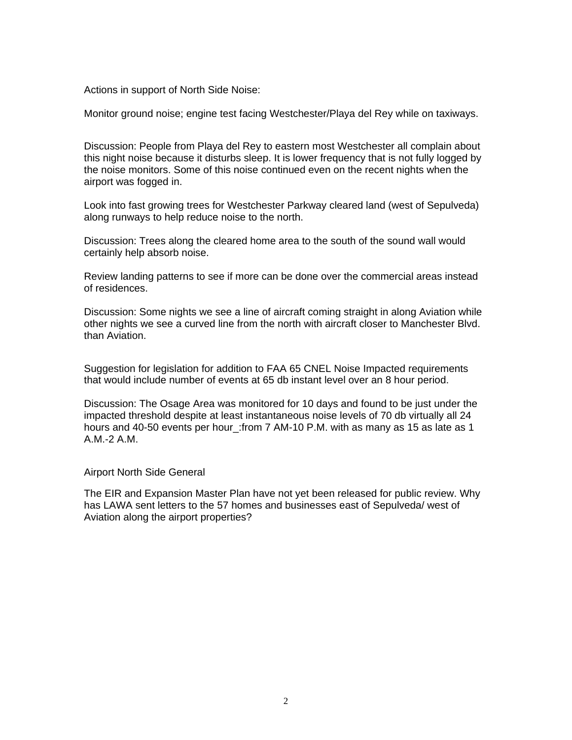Actions in support of North Side Noise:

Monitor ground noise; engine test facing Westchester/Playa del Rey while on taxiways.

Discussion: People from Playa del Rey to eastern most Westchester all complain about this night noise because it disturbs sleep. It is lower frequency that is not fully logged by the noise monitors. Some of this noise continued even on the recent nights when the airport was fogged in.

Look into fast growing trees for Westchester Parkway cleared land (west of Sepulveda) along runways to help reduce noise to the north.

Discussion: Trees along the cleared home area to the south of the sound wall would certainly help absorb noise.

Review landing patterns to see if more can be done over the commercial areas instead of residences.

Discussion: Some nights we see a line of aircraft coming straight in along Aviation while other nights we see a curved line from the north with aircraft closer to Manchester Blvd. than Aviation.

Suggestion for legislation for addition to FAA 65 CNEL Noise Impacted requirements that would include number of events at 65 db instant level over an 8 hour period.

Discussion: The Osage Area was monitored for 10 days and found to be just under the impacted threshold despite at least instantaneous noise levels of 70 db virtually all 24 hours and 40-50 events per hour_:from 7 AM-10 P.M. with as many as 15 as late as 1 A.M.-2 A.M.

Airport North Side General

The EIR and Expansion Master Plan have not yet been released for public review. Why has LAWA sent letters to the 57 homes and businesses east of Sepulveda/ west of Aviation along the airport properties?